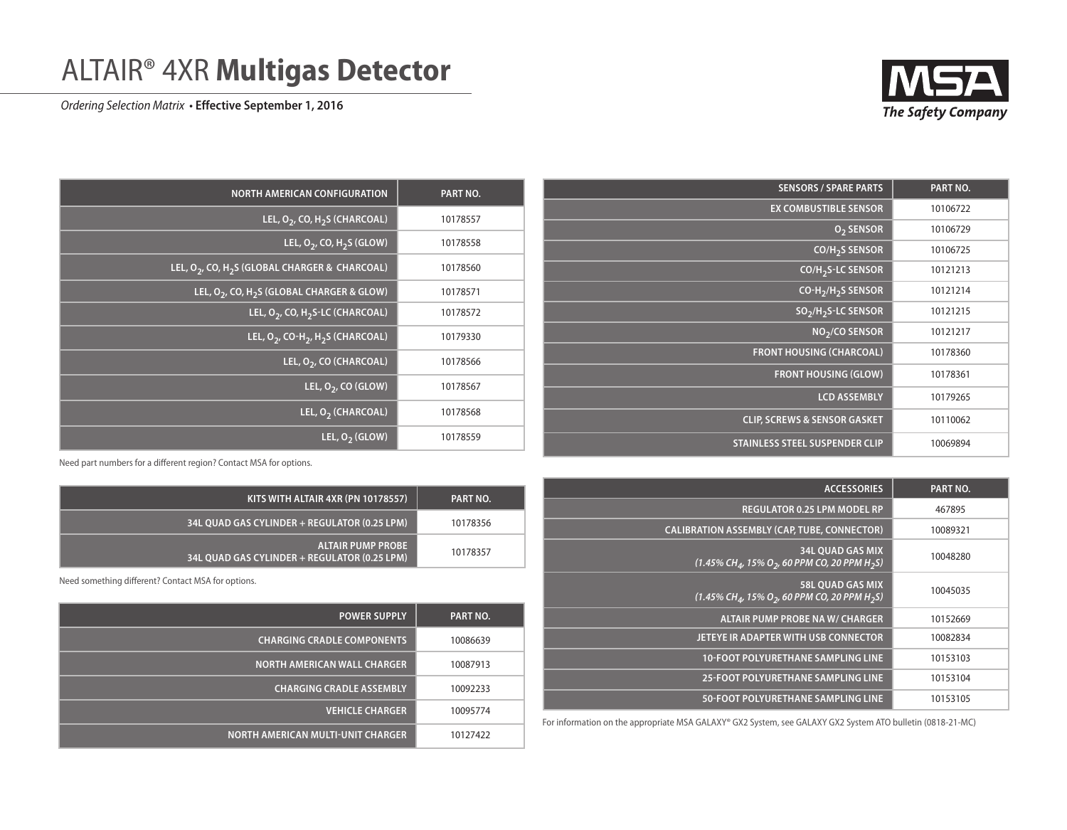# ALTAIR® 4XR **Multigas Detector**

*Ordering Selection Matrix* • **Effective September 1, 2016**

| NORTH AMERICAN CONFIGURATION | PART NO. |
|---|---|
| LEL, $O_2$, CO, $H_2S$ (CHARCOAL) | 10178557 |
| LEL, $O_2$, CO, $H_2S$ (GLOW) | 10178558 |
| LEL, $O_2$, CO, $H_2S$ (GLOBAL CHARGER & CHARCOAL) | 10178560 |
| LEL, $O_2$, CO, $H_2S$ (GLOBAL CHARGER & GLOW) | 10178571 |
| LEL, $O_2$, CO, $H_2S$-LC (CHARCOAL) | 10178572 |
| LEL, $O_2$, CO-$H_2$, $H_2S$ (CHARCOAL) | 10179330 |
| LEL, $O_2$, CO (CHARCOAL) | 10178566 |
| LEL, $O_2$, CO (GLOW) | 10178567 |
| LEL, $O_2$ (CHARCOAL) | 10178568 |
| LEL, $O_2$ (GLOW) | 10178559 |

Need part numbers for a different region? Contact MSA for options.

| KITS WITH ALTAIR 4XR (PN 10178557) | PART NO. |
|---|---|
| 34L QUAD GAS CYLINDER + REGULATOR (0.25 LPM) | 10178356 |
| ALTAIR PUMP PROBE<br>34L QUAD GAS CYLINDER + REGULATOR (0.25 LPM) | 10178357 |

Need something different? Contact MSA for options.

| POWER SUPPLY | PART NO. |
|---|---|
| CHARGING CRADLE COMPONENTS | 10086639 |
| NORTH AMERICAN WALL CHARGER | 10087913 |
| CHARGING CRADLE ASSEMBLY | 10092233 |
| VEHICLE CHARGER | 10095774 |
| NORTH AMERICAN MULTI-UNIT CHARGER | 10127422 |

| SENSORS / SPARE PARTS | PART NO. |
|---|---|
| EX COMBUSTIBLE SENSOR | 10106722 |
| $O_2$ SENSOR | 10106729 |
| CO/$H_2S$ SENSOR | 10106725 |
| CO/$H_2S$-LC SENSOR | 10121213 |
| CO-$H_2$/$H_2S$ SENSOR | 10121214 |
| $SO_2$/$H_2S$-LC SENSOR | 10121215 |
| $NO_2$/CO SENSOR | 10121217 |
| FRONT HOUSING (CHARCOAL) | 10178360 |
| FRONT HOUSING (GLOW) | 10178361 |
| LCD ASSEMBLY | 10179265 |
| CLIP, SCREWS & SENSOR GASKET | 10110062 |
| STAINLESS STEEL SUSPENDER CLIP | 10069894 |

| ACCESSORIES | PART NO. |
|---|---|
| REGULATOR 0.25 LPM MODEL RP | 467895 |
| CALIBRATION ASSEMBLY (CAP, TUBE, CONNECTOR) | 10089321 |
| 34L QUAD GAS MIX<br>*(1.45% $CH_4$, 15% $O_2$, 60 PPM CO, 20 PPM $H_2S$)* | 10048280 |
| 58L QUAD GAS MIX<br>*(1.45% $CH_4$, 15% $O_2$, 60 PPM CO, 20 PPM $H_2S$)* | 10045035 |
| ALTAIR PUMP PROBE NA W/ CHARGER | 10152669 |
| JETEYE IR ADAPTER WITH USB CONNECTOR | 10082834 |
| 10-FOOT POLYURETHANE SAMPLING LINE | 10153103 |
| 25-FOOT POLYURETHANE SAMPLING LINE | 10153104 |
| 50-FOOT POLYURETHANE SAMPLING LINE | 10153105 |

For information on the appropriate MSA GALAXY® GX2 System, see GALAXY GX2 System ATO bulletin (0818-21-MC)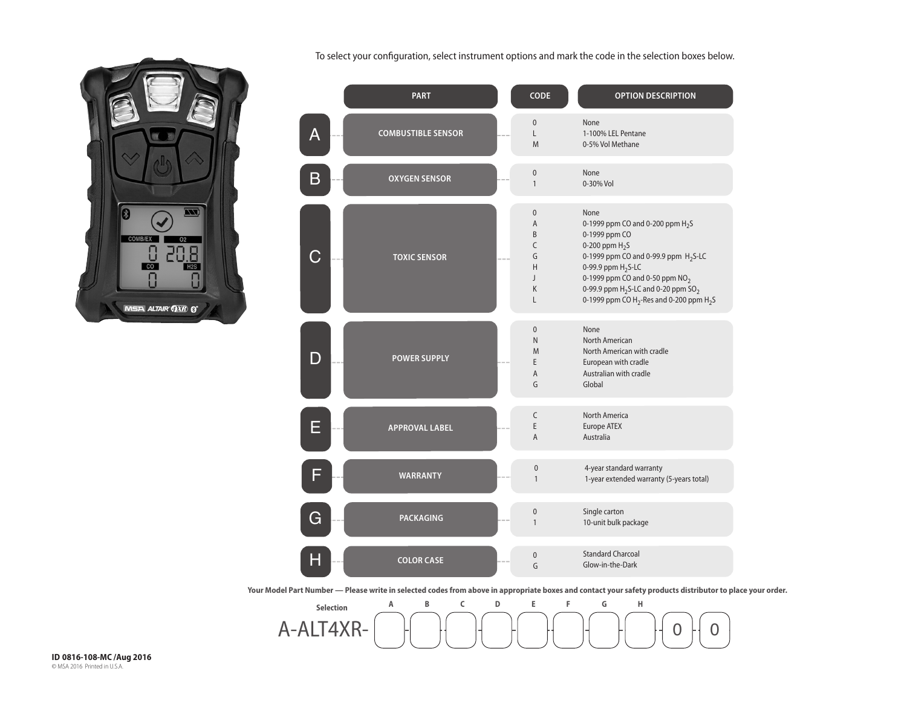To select your configuration, select instrument options and mark the code in the selection boxes below.

| | PART | CODE | OPTION DESCRIPTION |
|---|---|---|---|
| A | COMBUSTIBLE SENSOR | 0 | None |
| | | L | 1-100% LEL Pentane |
| | | M | 0-5% Vol Methane |
| B | OXYGEN SENSOR | 0 | None |
| | | 1 | 0-30% Vol |
| C | TOXIC SENSOR | 0 | None |
| | | A | 0-1999 ppm CO and 0-200 ppm $H_2S$ |
| | | B | 0-1999 ppm CO |
| | | C | 0-200 ppm $H_2S$ |
| | | G | 0-1999 ppm CO and 0-99.9 ppm $H_2S$-LC |
| | | H | 0-99.9 ppm $H_2S$-LC |
| | | J | 0-1999 ppm CO and 0-50 ppm $NO_2$ |
| | | K | 0-99.9 ppm $H_2S$-LC and 0-20 ppm $SO_2$ |
| | | L | 0-1999 ppm CO $H_2$-Res and 0-200 ppm $H_2S$ |
| D | POWER SUPPLY | 0 | None |
| | | N | North American |
| | | M | North American with cradle |
| | | E | European with cradle |
| | | A | Australian with cradle |
| | | G | Global |
| E | APPROVAL LABEL | C | North America |
| | | E | Europe ATEX |
| | | A | Australia |
| F | WARRANTY | 0 | 4-year standard warranty |
| | | 1 | 1-year extended warranty (5-years total) |
| G | PACKAGING | 0 | Single carton |
| | | 1 | 10-unit bulk package |
| H | COLOR CASE | 0 | Standard Charcoal |
| | | G | Glow-in-the-Dark |

**Your Model Part Number — Please write in selected codes from above in appropriate boxes and contact your safety products distributor to place your order.**

**Selection**

| | A | B | C | D | E | F | G | H | | |
|---|---|---|---|---|---|---|---|---|---|---|
| A-ALT4XR- | | | | | | | | | 0 | 0 |

**ID 0816-108-MC /Aug 2016**

© MSA 2016 Printed in U.S.A.